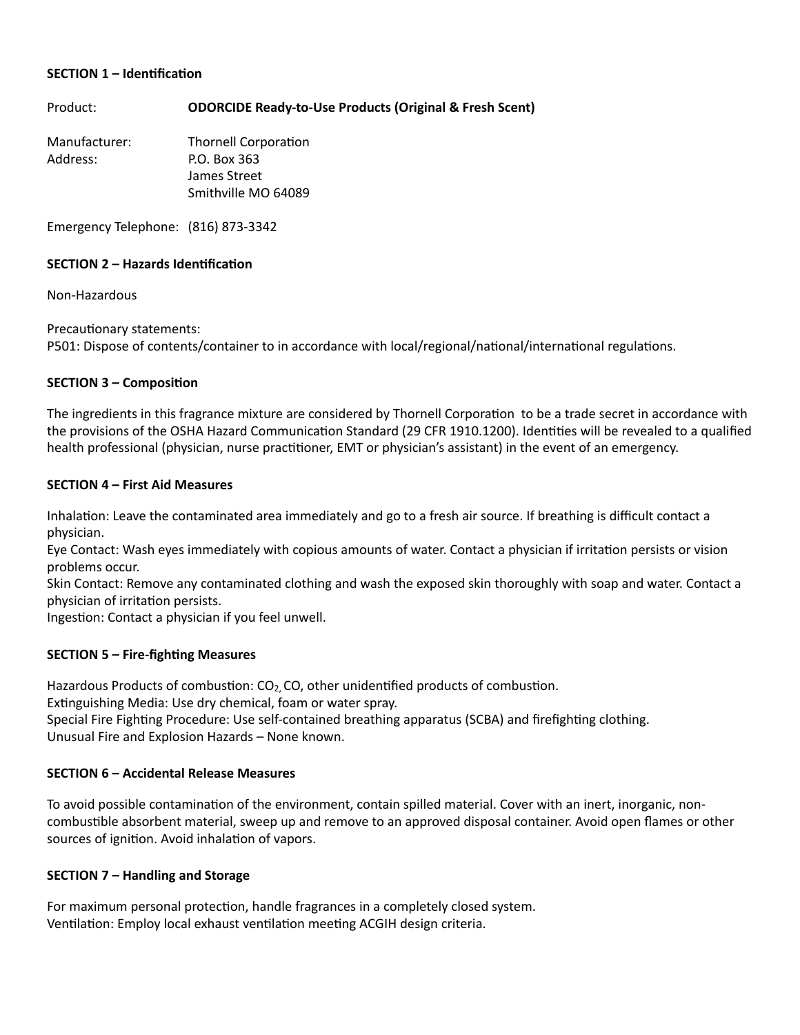**SECTION 1 – Identification**

Product: **ODORCIDE Ready-to-Use Products (Original & Fresh Scent)**

Manufacturer: Thornell Corporation
Address: P.O. Box 363
James Street
Smithville MO 64089

Emergency Telephone: (816) 873-3342

**SECTION 2 – Hazards Identification**

Non-Hazardous

Precautionary statements:
P501: Dispose of contents/container to in accordance with local/regional/national/international regulations.

**SECTION 3 – Composition**

The ingredients in this fragrance mixture are considered by Thornell Corporation to be a trade secret in accordance with the provisions of the OSHA Hazard Communication Standard (29 CFR 1910.1200). Identities will be revealed to a qualified health professional (physician, nurse practitioner, EMT or physician's assistant) in the event of an emergency.

**SECTION 4 – First Aid Measures**

Inhalation: Leave the contaminated area immediately and go to a fresh air source. If breathing is difficult contact a physician.
Eye Contact: Wash eyes immediately with copious amounts of water. Contact a physician if irritation persists or vision problems occur.
Skin Contact: Remove any contaminated clothing and wash the exposed skin thoroughly with soap and water. Contact a physician of irritation persists.
Ingestion: Contact a physician if you feel unwell.

**SECTION 5 – Fire-fighting Measures**

Hazardous Products of combustion: $CO_2$, CO, other unidentified products of combustion.
Extinguishing Media: Use dry chemical, foam or water spray.
Special Fire Fighting Procedure: Use self-contained breathing apparatus (SCBA) and firefighting clothing.
Unusual Fire and Explosion Hazards – None known.

**SECTION 6 – Accidental Release Measures**

To avoid possible contamination of the environment, contain spilled material. Cover with an inert, inorganic, non-combustible absorbent material, sweep up and remove to an approved disposal container. Avoid open flames or other sources of ignition. Avoid inhalation of vapors.

**SECTION 7 – Handling and Storage**

For maximum personal protection, handle fragrances in a completely closed system.
Ventilation: Employ local exhaust ventilation meeting ACGIH design criteria.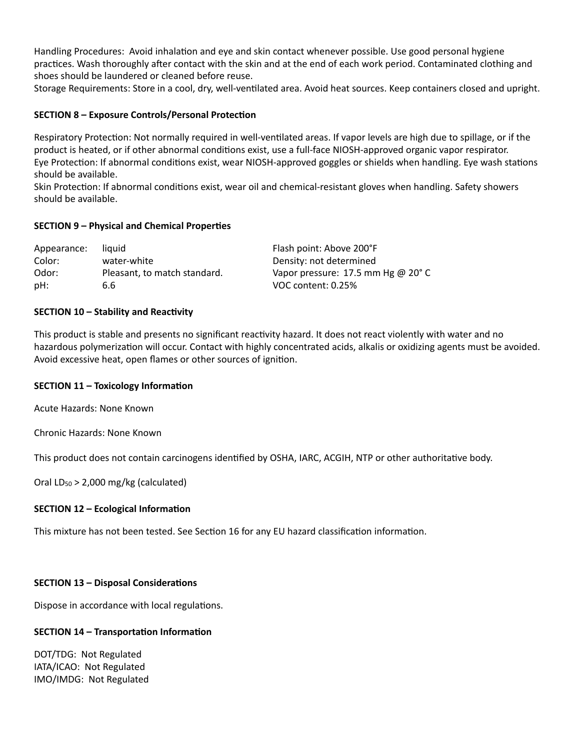Handling Procedures: Avoid inhalation and eye and skin contact whenever possible. Use good personal hygiene practices. Wash thoroughly after contact with the skin and at the end of each work period. Contaminated clothing and shoes should be laundered or cleaned before reuse.
Storage Requirements: Store in a cool, dry, well-ventilated area. Avoid heat sources. Keep containers closed and upright.

**SECTION 8 – Exposure Controls/Personal Protection**

Respiratory Protection: Not normally required in well-ventilated areas. If vapor levels are high due to spillage, or if the product is heated, or if other abnormal conditions exist, use a full-face NIOSH-approved organic vapor respirator.
Eye Protection: If abnormal conditions exist, wear NIOSH-approved goggles or shields when handling. Eye wash stations should be available.
Skin Protection: If abnormal conditions exist, wear oil and chemical-resistant gloves when handling. Safety showers should be available.

**SECTION 9 – Physical and Chemical Properties**

| | | |
|---|---|---|
| Appearance: | liquid | Flash point: Above 200°F |
| Color: | water-white | Density: not determined |
| Odor: | Pleasant, to match standard. | Vapor pressure: 17.5 mm Hg @ 20° C |
| pH: | 6.6 | VOC content: 0.25% |

**SECTION 10 – Stability and Reactivity**

This product is stable and presents no significant reactivity hazard. It does not react violently with water and no hazardous polymerization will occur. Contact with highly concentrated acids, alkalis or oxidizing agents must be avoided. Avoid excessive heat, open flames or other sources of ignition.

**SECTION 11 – Toxicology Information**

Acute Hazards: None Known

Chronic Hazards: None Known

This product does not contain carcinogens identified by OSHA, IARC, ACGIH, NTP or other authoritative body.

Oral $LD_{50}$ > 2,000 mg/kg (calculated)

**SECTION 12 – Ecological Information**

This mixture has not been tested. See Section 16 for any EU hazard classification information.

**SECTION 13 – Disposal Considerations**

Dispose in accordance with local regulations.

**SECTION 14 – Transportation Information**

DOT/TDG: Not Regulated
IATA/ICAO: Not Regulated
IMO/IMDG: Not Regulated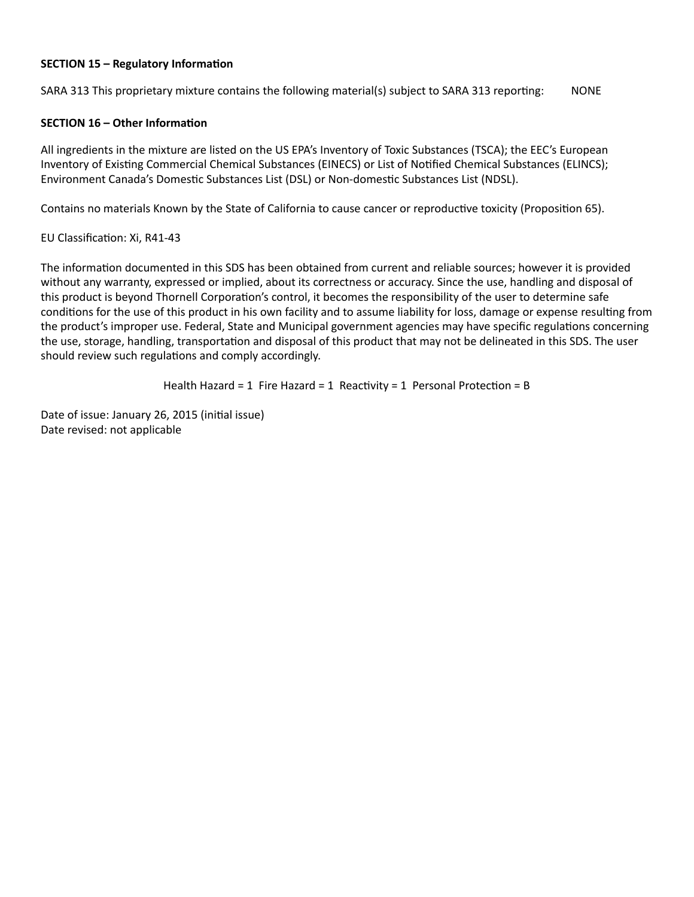**SECTION 15 – Regulatory Information**

SARA 313 This proprietary mixture contains the following material(s) subject to SARA 313 reporting: NONE

**SECTION 16 – Other Information**

All ingredients in the mixture are listed on the US EPA's Inventory of Toxic Substances (TSCA); the EEC's European Inventory of Existing Commercial Chemical Substances (EINECS) or List of Notified Chemical Substances (ELINCS); Environment Canada's Domestic Substances List (DSL) or Non-domestic Substances List (NDSL).

Contains no materials Known by the State of California to cause cancer or reproductive toxicity (Proposition 65).

EU Classification: Xi, R41-43

The information documented in this SDS has been obtained from current and reliable sources; however it is provided without any warranty, expressed or implied, about its correctness or accuracy. Since the use, handling and disposal of this product is beyond Thornell Corporation's control, it becomes the responsibility of the user to determine safe conditions for the use of this product in his own facility and to assume liability for loss, damage or expense resulting from the product's improper use. Federal, State and Municipal government agencies may have specific regulations concerning the use, storage, handling, transportation and disposal of this product that may not be delineated in this SDS. The user should review such regulations and comply accordingly.

Health Hazard = 1 Fire Hazard = 1 Reactivity = 1 Personal Protection = B

Date of issue: January 26, 2015 (initial issue)
Date revised: not applicable